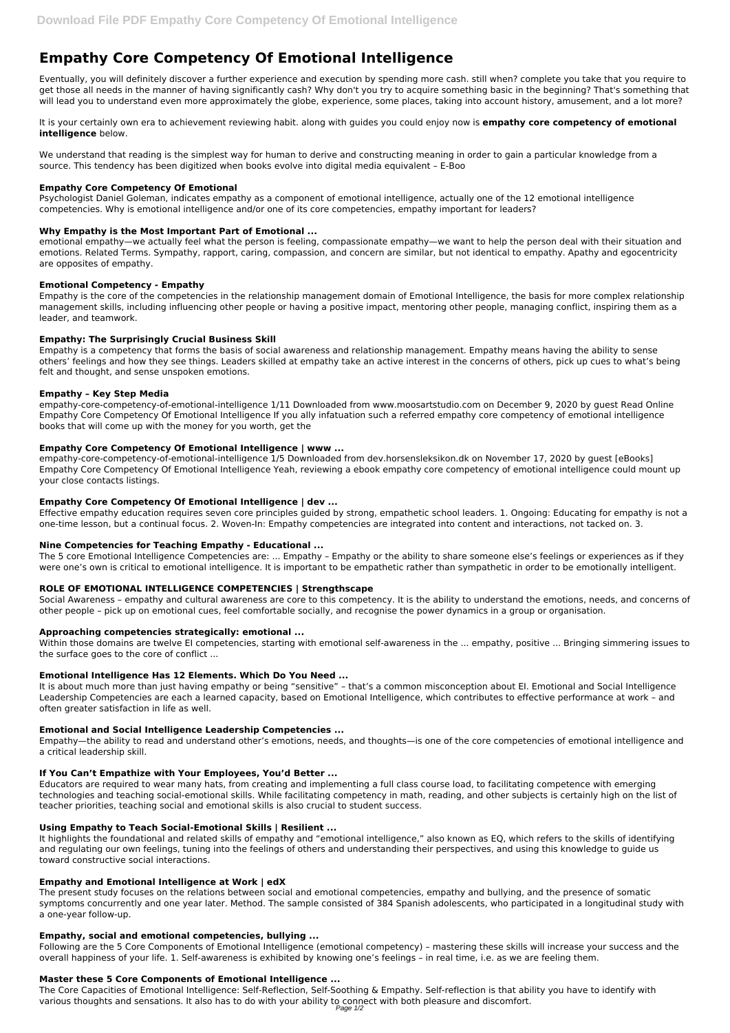# Empathy Core Competency Of Emotional Intelligence

Eventually, you will definitely discover a further experience and execution by spending more cash. still when? complete you take that you require to get those all needs in the manner of having significantly cash? Why don't you try to acquire something basic in the beginning? That's something that will lead you to understand even more approximately the globe, experience, some places, taking into account history, amusement, and a lot more?

It is your certainly own era to achievement reviewing habit. along with guides you could enjoy now is **empathy core competency of emotional intelligence** below.

We understand that reading is the simplest way for human to derive and constructing meaning in order to gain a particular knowledge from a source. This tendency has been digitized when books evolve into digital media equivalent – E-Boo

### Empathy Core Competency Of Emotional

Psychologist Daniel Goleman, indicates empathy as a component of emotional intelligence, actually one of the 12 emotional intelligence competencies. Why is emotional intelligence and/or one of its core competencies, empathy important for leaders?

### Why Empathy is the Most Important Part of Emotional ...

emotional empathy—we actually feel what the person is feeling, compassionate empathy—we want to help the person deal with their situation and emotions. Related Terms. Sympathy, rapport, caring, compassion, and concern are similar, but not identical to empathy. Apathy and egocentricity are opposites of empathy.

### Emotional Competency - Empathy

Empathy is the core of the competencies in the relationship management domain of Emotional Intelligence, the basis for more complex relationship management skills, including influencing other people or having a positive impact, mentoring other people, managing conflict, inspiring them as a leader, and teamwork.

### Empathy: The Surprisingly Crucial Business Skill

Empathy is a competency that forms the basis of social awareness and relationship management. Empathy means having the ability to sense others' feelings and how they see things. Leaders skilled at empathy take an active interest in the concerns of others, pick up cues to what's being felt and thought, and sense unspoken emotions.

### Empathy – Key Step Media

empathy-core-competency-of-emotional-intelligence 1/11 Downloaded from www.moosartstudio.com on December 9, 2020 by guest Read Online Empathy Core Competency Of Emotional Intelligence If you ally infatuation such a referred empathy core competency of emotional intelligence books that will come up with the money for you worth, get the

### Empathy Core Competency Of Emotional Intelligence | www ...

empathy-core-competency-of-emotional-intelligence 1/5 Downloaded from dev.horsensleksikon.dk on November 17, 2020 by guest [eBooks] Empathy Core Competency Of Emotional Intelligence Yeah, reviewing a ebook empathy core competency of emotional intelligence could mount up your close contacts listings.

### Empathy Core Competency Of Emotional Intelligence | dev ...

Effective empathy education requires seven core principles guided by strong, empathetic school leaders. 1. Ongoing: Educating for empathy is not a one-time lesson, but a continual focus. 2. Woven-In: Empathy competencies are integrated into content and interactions, not tacked on. 3.

### Nine Competencies for Teaching Empathy - Educational ...

The 5 core Emotional Intelligence Competencies are: ... Empathy – Empathy or the ability to share someone else's feelings or experiences as if they were one's own is critical to emotional intelligence. It is important to be empathetic rather than sympathetic in order to be emotionally intelligent.

### ROLE OF EMOTIONAL INTELLIGENCE COMPETENCIES | Strengthscape

Social Awareness – empathy and cultural awareness are core to this competency. It is the ability to understand the emotions, needs, and concerns of other people – pick up on emotional cues, feel comfortable socially, and recognise the power dynamics in a group or organisation.

### Approaching competencies strategically: emotional ...

Within those domains are twelve EI competencies, starting with emotional self-awareness in the ... empathy, positive ... Bringing simmering issues to the surface goes to the core of conflict ...

### Emotional Intelligence Has 12 Elements. Which Do You Need ...

It is about much more than just having empathy or being "sensitive" – that's a common misconception about EI. Emotional and Social Intelligence Leadership Competencies are each a learned capacity, based on Emotional Intelligence, which contributes to effective performance at work – and often greater satisfaction in life as well.

### Emotional and Social Intelligence Leadership Competencies ...

Empathy—the ability to read and understand other's emotions, needs, and thoughts—is one of the core competencies of emotional intelligence and a critical leadership skill.

### If You Can't Empathize with Your Employees, You'd Better ...

Educators are required to wear many hats, from creating and implementing a full class course load, to facilitating competence with emerging technologies and teaching social-emotional skills. While facilitating competency in math, reading, and other subjects is certainly high on the list of teacher priorities, teaching social and emotional skills is also crucial to student success.

### Using Empathy to Teach Social-Emotional Skills | Resilient ...

It highlights the foundational and related skills of empathy and "emotional intelligence," also known as EQ, which refers to the skills of identifying and regulating our own feelings, tuning into the feelings of others and understanding their perspectives, and using this knowledge to guide us toward constructive social interactions.

### Empathy and Emotional Intelligence at Work | edX

The present study focuses on the relations between social and emotional competencies, empathy and bullying, and the presence of somatic symptoms concurrently and one year later. Method. The sample consisted of 384 Spanish adolescents, who participated in a longitudinal study with a one-year follow-up.

### Empathy, social and emotional competencies, bullying ...

Following are the 5 Core Components of Emotional Intelligence (emotional competency) – mastering these skills will increase your success and the overall happiness of your life. 1. Self-awareness is exhibited by knowing one's feelings – in real time, i.e. as we are feeling them.

### Master these 5 Core Components of Emotional Intelligence ...

The Core Capacities of Emotional Intelligence: Self-Reflection, Self-Soothing & Empathy. Self-reflection is that ability you have to identify with various thoughts and sensations. It also has to do with your ability to connect with both pleasure and discomfort.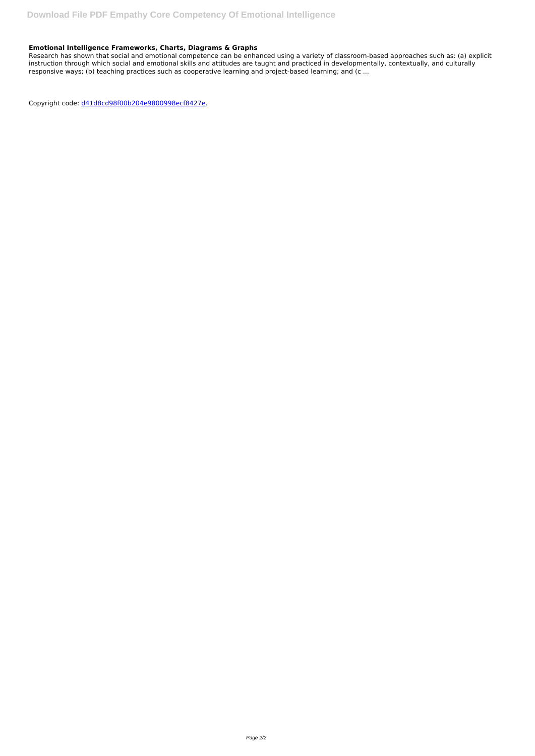**Emotional Intelligence Frameworks, Charts, Diagrams & Graphs**

Research has shown that social and emotional competence can be enhanced using a variety of classroom-based approaches such as: (a) explicit instruction through which social and emotional skills and attitudes are taught and practiced in developmentally, contextually, and culturally responsive ways; (b) teaching practices such as cooperative learning and project-based learning; and (c ...

Copyright code: d41d8cd98f00b204e9800998ecf8427e.